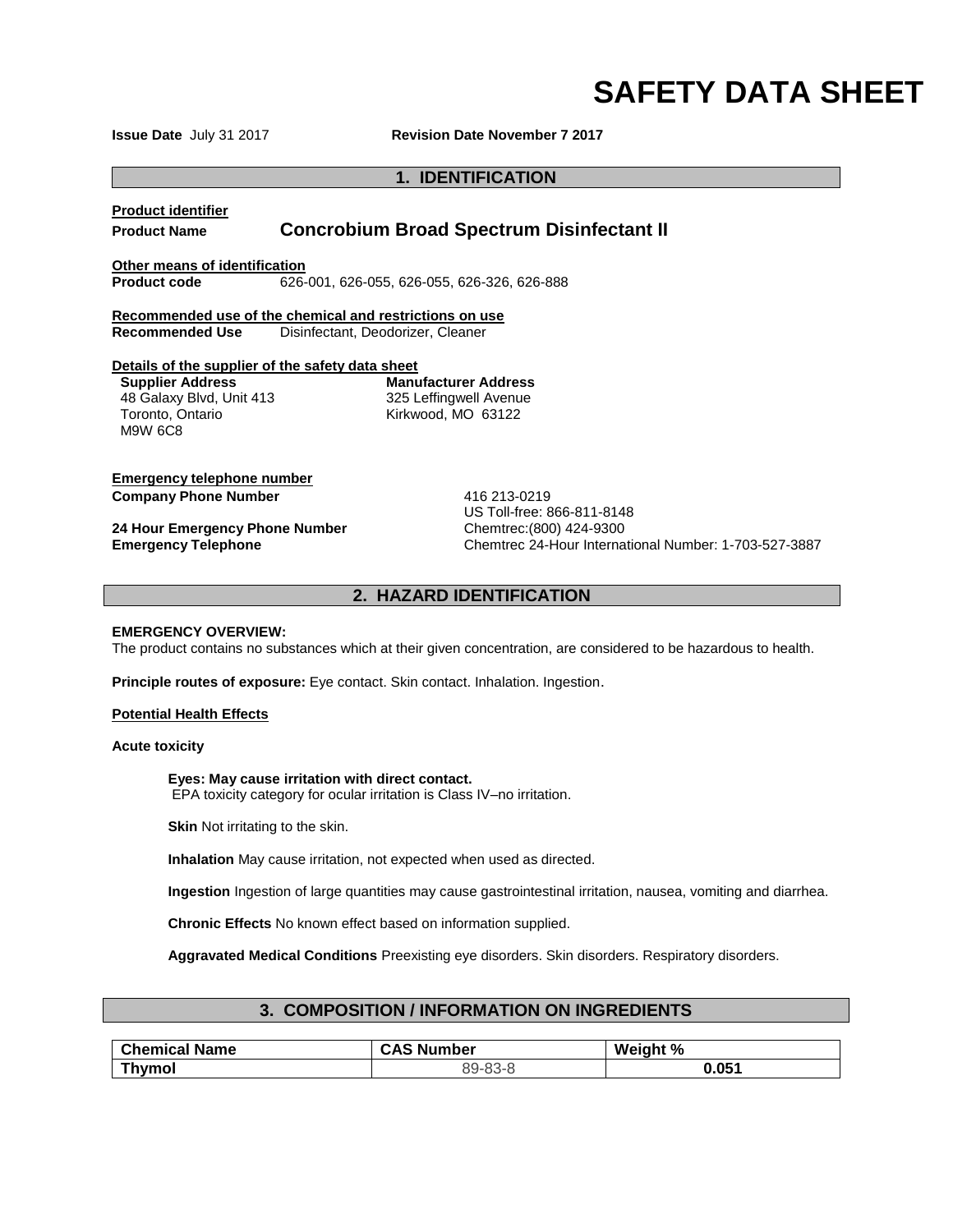# SAFETY DATA SHEET

**Issue Date** July 31 2017 **Revision Date November 7 2017**

## 1. IDENTIFICATION

**Product identifier**

**Product Name** **Concrobium Broad Spectrum Disinfectant II**

**Other means of identification**

**Product code** 626-001, 626-055, 626-055, 626-326, 626-888

**Recommended use of the chemical and restrictions on use**

**Recommended Use** Disinfectant, Deodorizer, Cleaner

**Details of the supplier of the safety data sheet**

**Supplier Address**
48 Galaxy Blvd, Unit 413
Toronto, Ontario
M9W 6C8

**Manufacturer Address**
325 Leffingwell Avenue
Kirkwood, MO 63122

**Emergency telephone number**

**Company Phone Number** 416 213-0219
US Toll-free: 866-811-8148

**24 Hour Emergency Phone Number** Chemtrec:(800) 424-9300

**Emergency Telephone** Chemtrec 24-Hour International Number: 1-703-527-3887

## 2. HAZARD IDENTIFICATION

**EMERGENCY OVERVIEW:**

The product contains no substances which at their given concentration, are considered to be hazardous to health.

**Principle routes of exposure:** Eye contact. Skin contact. Inhalation. Ingestion.

**Potential Health Effects**

**Acute toxicity**

**Eyes: May cause irritation with direct contact.**
EPA toxicity category for ocular irritation is Class IV–no irritation.

**Skin** Not irritating to the skin.

**Inhalation** May cause irritation, not expected when used as directed.

**Ingestion** Ingestion of large quantities may cause gastrointestinal irritation, nausea, vomiting and diarrhea.

**Chronic Effects** No known effect based on information supplied.

**Aggravated Medical Conditions** Preexisting eye disorders. Skin disorders. Respiratory disorders.

## 3. COMPOSITION / INFORMATION ON INGREDIENTS

| Chemical Name | CAS Number | Weight % |
|---|---|---|
| **Thymol** | 89-83-8 | **0.051** |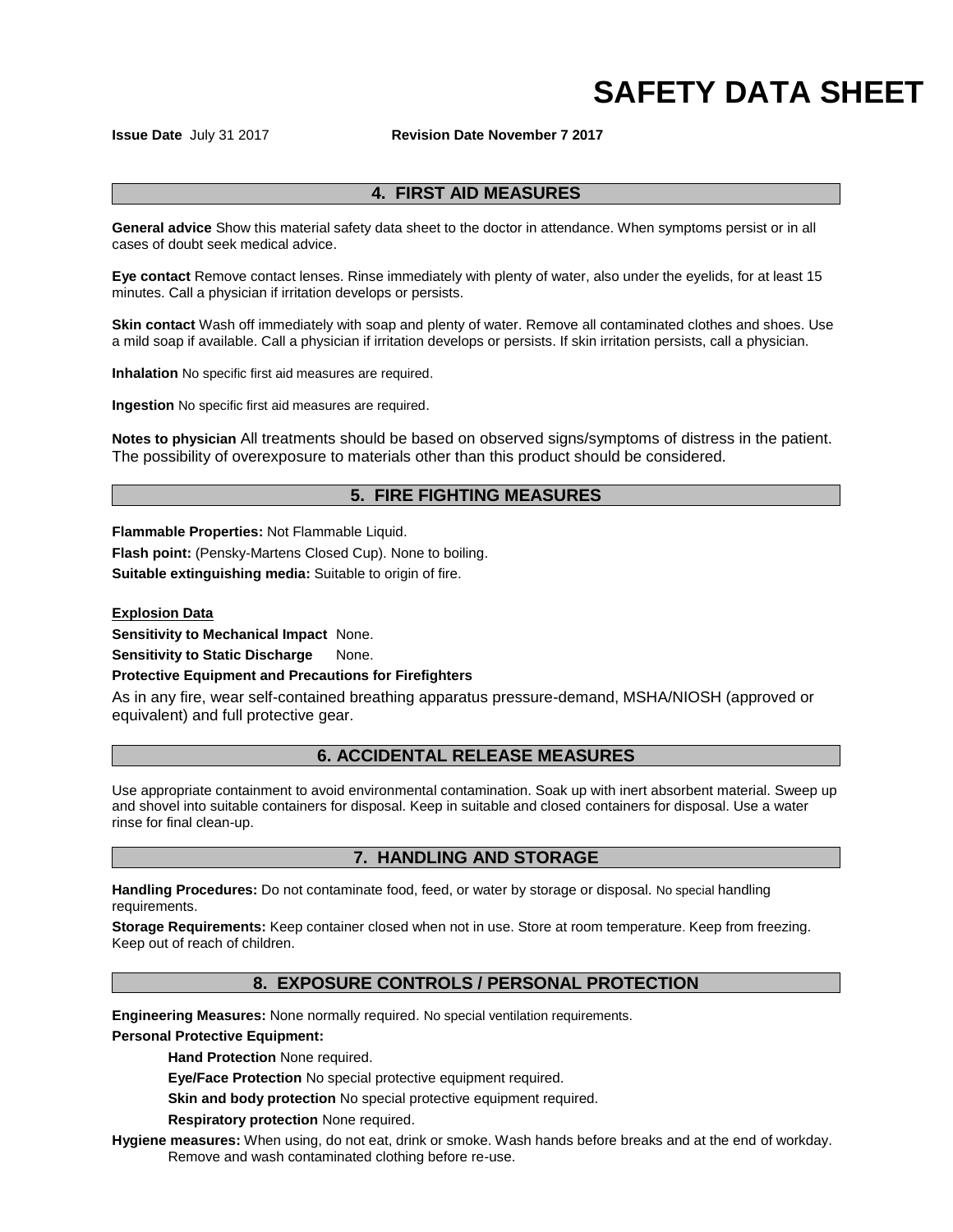# SAFETY DATA SHEET

**Issue Date** July 31 2017 **Revision Date November 7 2017**

## 4. FIRST AID MEASURES

**General advice** Show this material safety data sheet to the doctor in attendance. When symptoms persist or in all cases of doubt seek medical advice.

**Eye contact** Remove contact lenses. Rinse immediately with plenty of water, also under the eyelids, for at least 15 minutes. Call a physician if irritation develops or persists.

**Skin contact** Wash off immediately with soap and plenty of water. Remove all contaminated clothes and shoes. Use a mild soap if available. Call a physician if irritation develops or persists. If skin irritation persists, call a physician.

**Inhalation** No specific first aid measures are required.

**Ingestion** No specific first aid measures are required.

**Notes to physician** All treatments should be based on observed signs/symptoms of distress in the patient. The possibility of overexposure to materials other than this product should be considered.

## 5. FIRE FIGHTING MEASURES

**Flammable Properties:** Not Flammable Liquid.

**Flash point:** (Pensky-Martens Closed Cup). None to boiling.

**Suitable extinguishing media:** Suitable to origin of fire.

**Explosion Data**

**Sensitivity to Mechanical Impact** None.

**Sensitivity to Static Discharge** None.

**Protective Equipment and Precautions for Firefighters**

As in any fire, wear self-contained breathing apparatus pressure-demand, MSHA/NIOSH (approved or equivalent) and full protective gear.

## 6. ACCIDENTAL RELEASE MEASURES

Use appropriate containment to avoid environmental contamination. Soak up with inert absorbent material. Sweep up and shovel into suitable containers for disposal. Keep in suitable and closed containers for disposal. Use a water rinse for final clean-up.

## 7. HANDLING AND STORAGE

**Handling Procedures:** Do not contaminate food, feed, or water by storage or disposal. No special handling requirements.

**Storage Requirements:** Keep container closed when not in use. Store at room temperature. Keep from freezing. Keep out of reach of children.

## 8. EXPOSURE CONTROLS / PERSONAL PROTECTION

**Engineering Measures:** None normally required. No special ventilation requirements.

**Personal Protective Equipment:**

- **Hand Protection** None required.
- **Eye/Face Protection** No special protective equipment required.
- **Skin and body protection** No special protective equipment required.
- **Respiratory protection** None required.

**Hygiene measures:** When using, do not eat, drink or smoke. Wash hands before breaks and at the end of workday. Remove and wash contaminated clothing before re-use.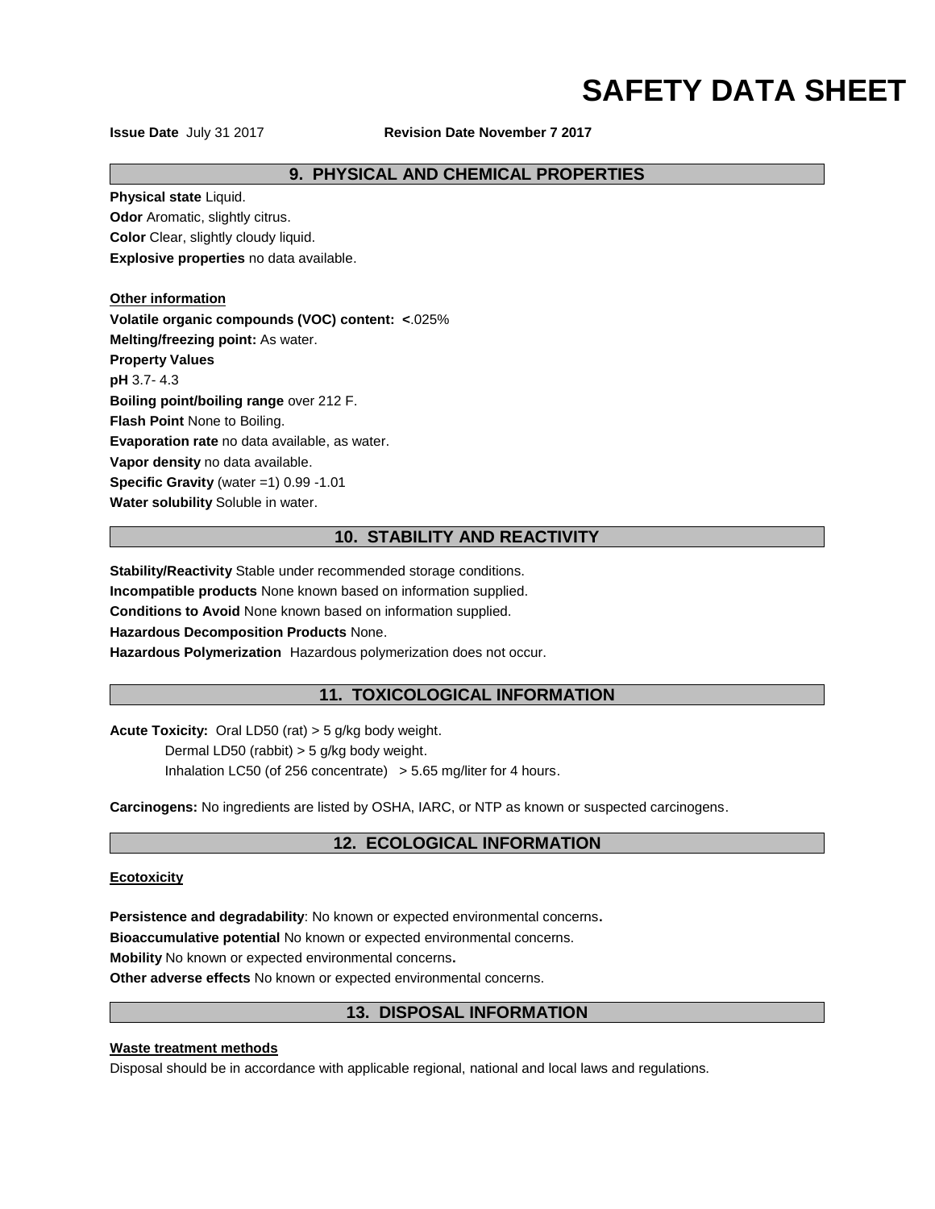# SAFETY DATA SHEET

**Issue Date** July 31 2017 **Revision Date November 7 2017**

## 9. PHYSICAL AND CHEMICAL PROPERTIES

**Physical state** Liquid.
**Odor** Aromatic, slightly citrus.
**Color** Clear, slightly cloudy liquid.
**Explosive properties** no data available.

**Other information**
**Volatile organic compounds (VOC) content: <**.025%
**Melting/freezing point:** As water.
**Property Values**
**pH** 3.7- 4.3
**Boiling point/boiling range** over 212 F.
**Flash Point** None to Boiling.
**Evaporation rate** no data available, as water.
**Vapor density** no data available.
**Specific Gravity** (water =1) 0.99 -1.01
**Water solubility** Soluble in water.

## 10. STABILITY AND REACTIVITY

**Stability/Reactivity** Stable under recommended storage conditions.
**Incompatible products** None known based on information supplied.
**Conditions to Avoid** None known based on information supplied.
**Hazardous Decomposition Products** None.
**Hazardous Polymerization** Hazardous polymerization does not occur.

## 11. TOXICOLOGICAL INFORMATION

**Acute Toxicity:** Oral LD50 (rat) > 5 g/kg body weight.
Dermal LD50 (rabbit) > 5 g/kg body weight.
Inhalation LC50 (of 256 concentrate) > 5.65 mg/liter for 4 hours.

**Carcinogens:** No ingredients are listed by OSHA, IARC, or NTP as known or suspected carcinogens.

## 12. ECOLOGICAL INFORMATION

**Ecotoxicity**

**Persistence and degradability**: No known or expected environmental concerns**.**
**Bioaccumulative potential** No known or expected environmental concerns.
**Mobility** No known or expected environmental concerns**.**
**Other adverse effects** No known or expected environmental concerns.

## 13. DISPOSAL INFORMATION

**Waste treatment methods**
Disposal should be in accordance with applicable regional, national and local laws and regulations.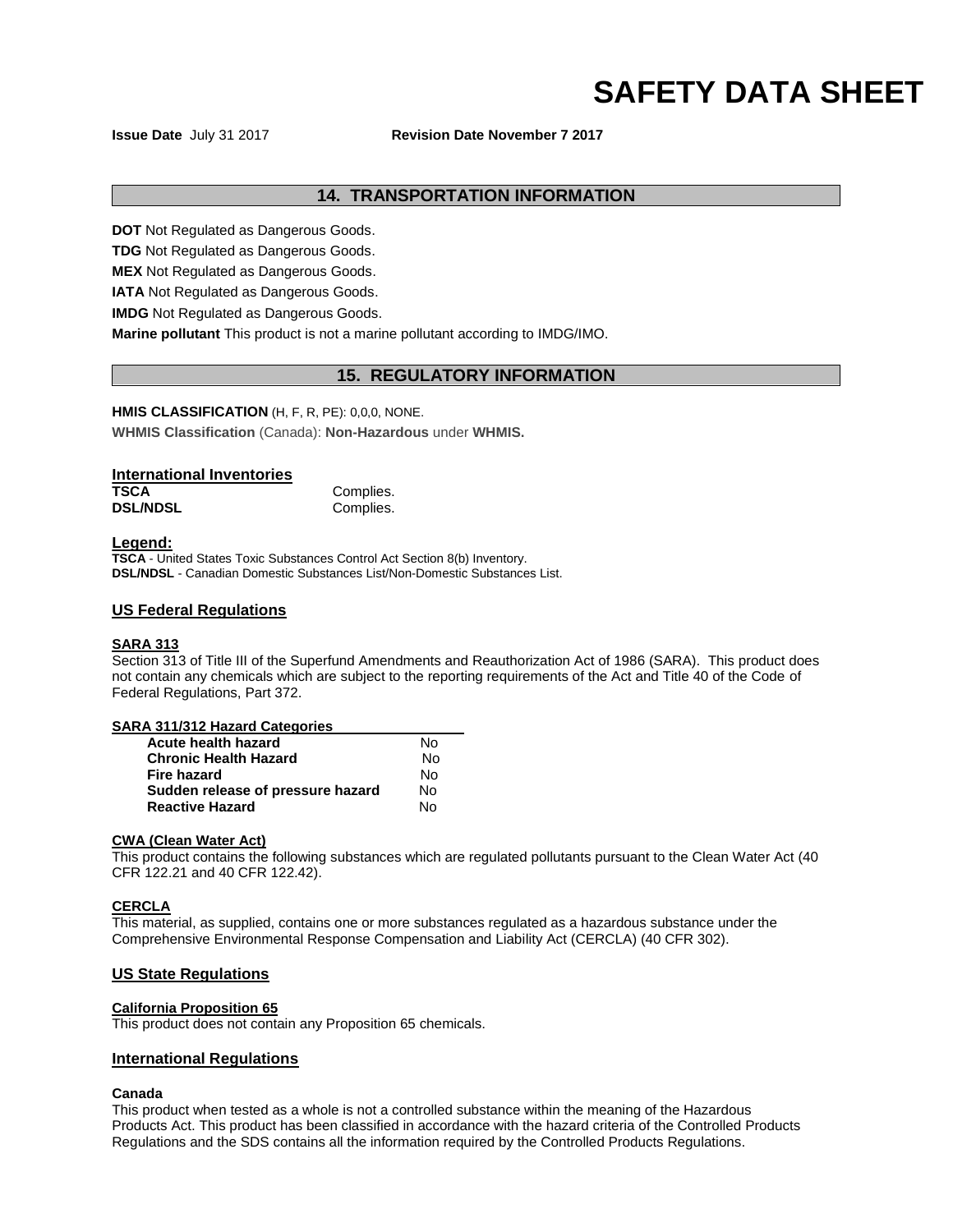# SAFETY DATA SHEET

**Issue Date** July 31 2017 **Revision Date November 7 2017**

## 14. TRANSPORTATION INFORMATION

**DOT** Not Regulated as Dangerous Goods.

**TDG** Not Regulated as Dangerous Goods.

**MEX** Not Regulated as Dangerous Goods.

**IATA** Not Regulated as Dangerous Goods.

**IMDG** Not Regulated as Dangerous Goods.

**Marine pollutant** This product is not a marine pollutant according to IMDG/IMO.

## 15. REGULATORY INFORMATION

**HMIS CLASSIFICATION** (H, F, R, PE): 0,0,0, NONE.

**WHMIS Classification** (Canada): **Non-Hazardous** under **WHMIS.**

### International Inventories

| | |
|---|---|
| **TSCA** | Complies. |
| **DSL/NDSL** | Complies. |

**Legend:**

**TSCA** - United States Toxic Substances Control Act Section 8(b) Inventory.
**DSL/NDSL** - Canadian Domestic Substances List/Non-Domestic Substances List.

### US Federal Regulations

**SARA 313**

Section 313 of Title III of the Superfund Amendments and Reauthorization Act of 1986 (SARA). This product does not contain any chemicals which are subject to the reporting requirements of the Act and Title 40 of the Code of Federal Regulations, Part 372.

**SARA 311/312 Hazard Categories**

| | |
|---|---|
| **Acute health hazard** | No |
| **Chronic Health Hazard** | No |
| **Fire hazard** | No |
| **Sudden release of pressure hazard** | No |
| **Reactive Hazard** | No |

**CWA (Clean Water Act)**

This product contains the following substances which are regulated pollutants pursuant to the Clean Water Act (40 CFR 122.21 and 40 CFR 122.42).

**CERCLA**

This material, as supplied, contains one or more substances regulated as a hazardous substance under the Comprehensive Environmental Response Compensation and Liability Act (CERCLA) (40 CFR 302).

### US State Regulations

**California Proposition 65**

This product does not contain any Proposition 65 chemicals.

### International Regulations

**Canada**

This product when tested as a whole is not a controlled substance within the meaning of the Hazardous Products Act. This product has been classified in accordance with the hazard criteria of the Controlled Products Regulations and the SDS contains all the information required by the Controlled Products Regulations.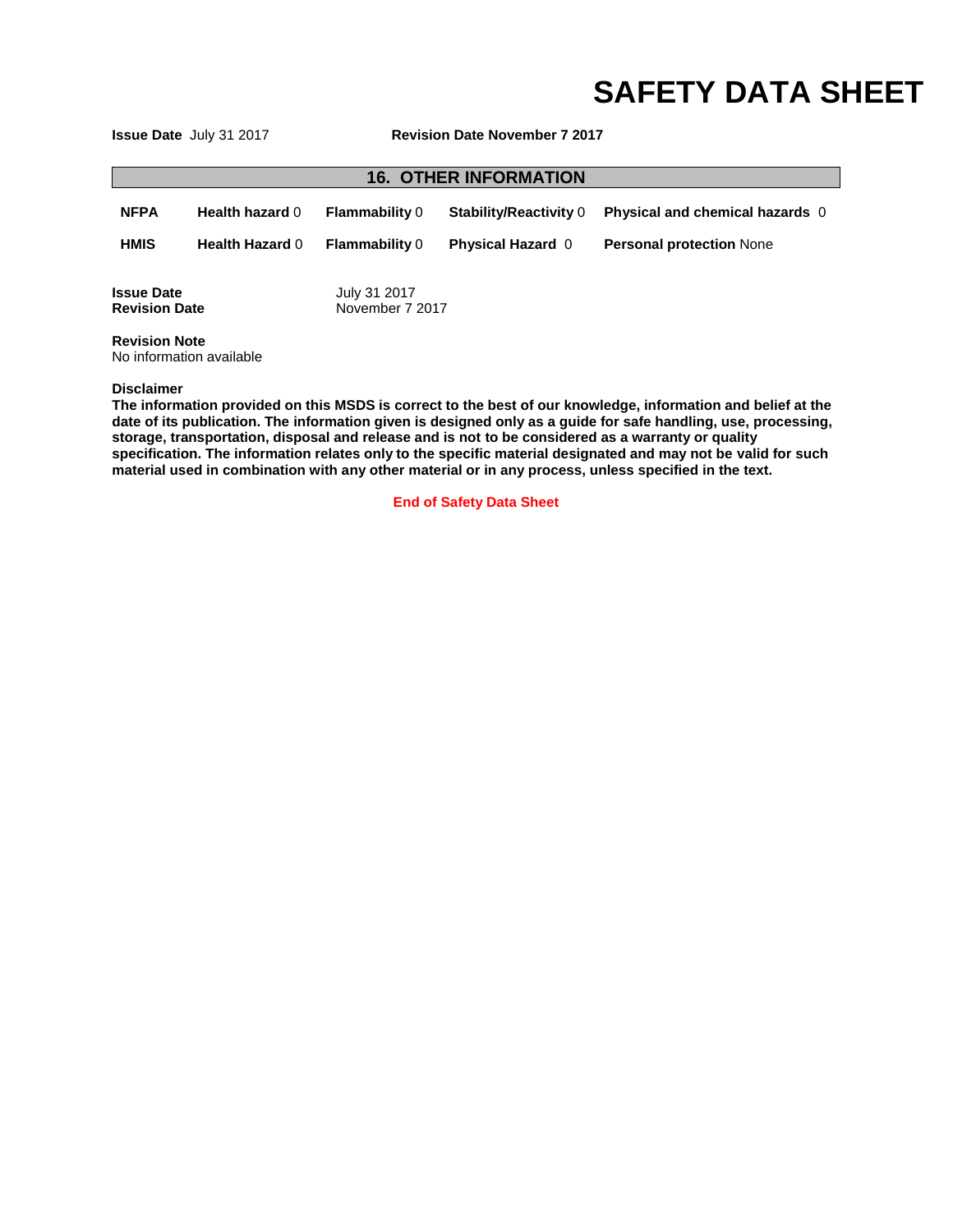# SAFETY DATA SHEET

**Issue Date** July 31 2017 **Revision Date November 7 2017**

## 16. OTHER INFORMATION

| | | | | |
|---|---|---|---|---|
| **NFPA** | **Health hazard** 0 | **Flammability** 0 | **Stability/Reactivity** 0 | **Physical and chemical hazards** 0 |
| **HMIS** | **Health Hazard** 0 | **Flammability** 0 | **Physical Hazard** 0 | **Personal protection** None |

**Issue Date** July 31 2017
**Revision Date** November 7 2017

**Revision Note**
No information available

**Disclaimer**
**The information provided on this MSDS is correct to the best of our knowledge, information and belief at the date of its publication. The information given is designed only as a guide for safe handling, use, processing, storage, transportation, disposal and release and is not to be considered as a warranty or quality specification. The information relates only to the specific material designated and may not be valid for such material used in combination with any other material or in any process, unless specified in the text.**

**End of Safety Data Sheet**